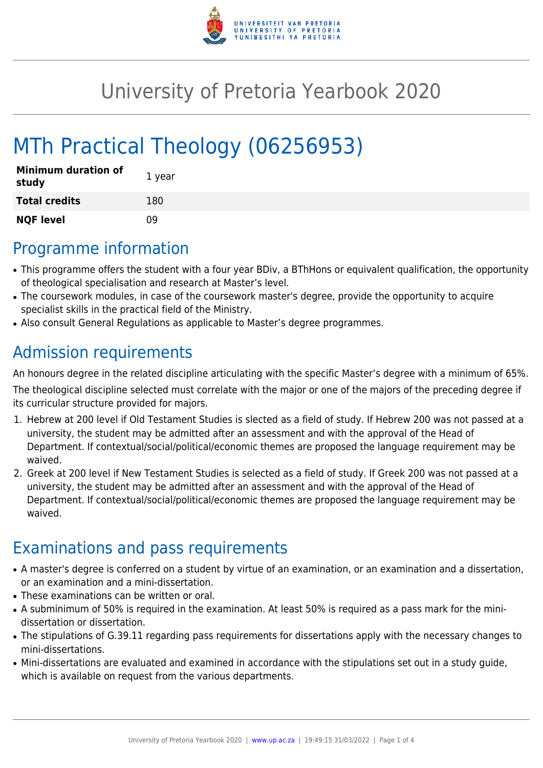# University of Pretoria Yearbook 2020

# MTh Practical Theology (06256953)

| **Minimum duration of study** | 1 year |
|---|---|
| **Total credits** | 180 |
| **NQF level** | 09 |

## Programme information

- This programme offers the student with a four year BDiv, a BThHons or equivalent qualification, the opportunity of theological specialisation and research at Master's level.
- The coursework modules, in case of the coursework master's degree, provide the opportunity to acquire specialist skills in the practical field of the Ministry.
- Also consult General Regulations as applicable to Master's degree programmes.

## Admission requirements

An honours degree in the related discipline articulating with the specific Master's degree with a minimum of 65%.

The theological discipline selected must correlate with the major or one of the majors of the preceding degree if its curricular structure provided for majors.

1. Hebrew at 200 level if Old Testament Studies is slected as a field of study. If Hebrew 200 was not passed at a university, the student may be admitted after an assessment and with the approval of the Head of Department. If contextual/social/political/economic themes are proposed the language requirement may be waived.
2. Greek at 200 level if New Testament Studies is selected as a field of study. If Greek 200 was not passed at a university, the student may be admitted after an assessment and with the approval of the Head of Department. If contextual/social/political/economic themes are proposed the language requirement may be waived.

## Examinations and pass requirements

- A master's degree is conferred on a student by virtue of an examination, or an examination and a dissertation, or an examination and a mini-dissertation.
- These examinations can be written or oral.
- A subminimum of 50% is required in the examination. At least 50% is required as a pass mark for the mini-dissertation or dissertation.
- The stipulations of G.39.11 regarding pass requirements for dissertations apply with the necessary changes to mini-dissertations.
- Mini-dissertations are evaluated and examined in accordance with the stipulations set out in a study guide, which is available on request from the various departments.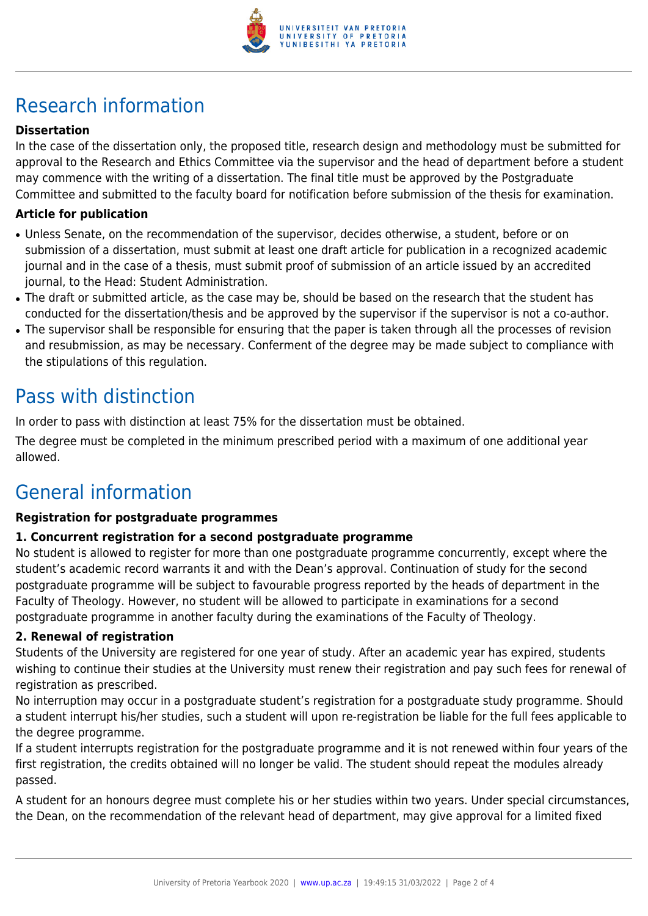# Research information

### Dissertation

In the case of the dissertation only, the proposed title, research design and methodology must be submitted for approval to the Research and Ethics Committee via the supervisor and the head of department before a student may commence with the writing of a dissertation. The final title must be approved by the Postgraduate Committee and submitted to the faculty board for notification before submission of the thesis for examination.

### Article for publication

- Unless Senate, on the recommendation of the supervisor, decides otherwise, a student, before or on submission of a dissertation, must submit at least one draft article for publication in a recognized academic journal and in the case of a thesis, must submit proof of submission of an article issued by an accredited journal, to the Head: Student Administration.
- The draft or submitted article, as the case may be, should be based on the research that the student has conducted for the dissertation/thesis and be approved by the supervisor if the supervisor is not a co-author.
- The supervisor shall be responsible for ensuring that the paper is taken through all the processes of revision and resubmission, as may be necessary. Conferment of the degree may be made subject to compliance with the stipulations of this regulation.

# Pass with distinction

In order to pass with distinction at least 75% for the dissertation must be obtained.

The degree must be completed in the minimum prescribed period with a maximum of one additional year allowed.

# General information

### Registration for postgraduate programmes

### 1. Concurrent registration for a second postgraduate programme

No student is allowed to register for more than one postgraduate programme concurrently, except where the student's academic record warrants it and with the Dean's approval. Continuation of study for the second postgraduate programme will be subject to favourable progress reported by the heads of department in the Faculty of Theology. However, no student will be allowed to participate in examinations for a second postgraduate programme in another faculty during the examinations of the Faculty of Theology.

### 2. Renewal of registration

Students of the University are registered for one year of study. After an academic year has expired, students wishing to continue their studies at the University must renew their registration and pay such fees for renewal of registration as prescribed.

No interruption may occur in a postgraduate student's registration for a postgraduate study programme. Should a student interrupt his/her studies, such a student will upon re-registration be liable for the full fees applicable to the degree programme.

If a student interrupts registration for the postgraduate programme and it is not renewed within four years of the first registration, the credits obtained will no longer be valid. The student should repeat the modules already passed.

A student for an honours degree must complete his or her studies within two years. Under special circumstances, the Dean, on the recommendation of the relevant head of department, may give approval for a limited fixed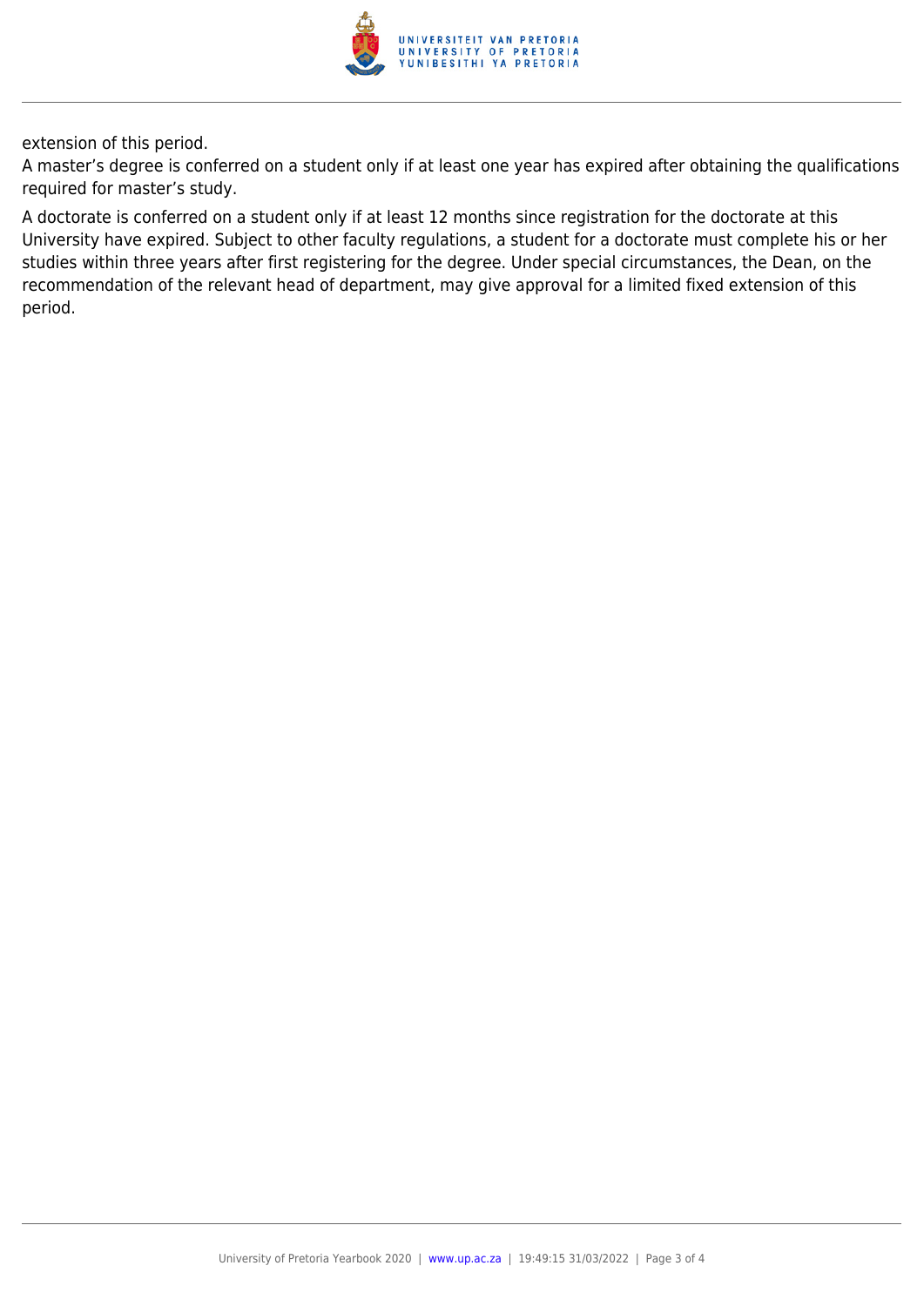extension of this period.

A master's degree is conferred on a student only if at least one year has expired after obtaining the qualifications required for master's study.

A doctorate is conferred on a student only if at least 12 months since registration for the doctorate at this University have expired. Subject to other faculty regulations, a student for a doctorate must complete his or her studies within three years after first registering for the degree. Under special circumstances, the Dean, on the recommendation of the relevant head of department, may give approval for a limited fixed extension of this period.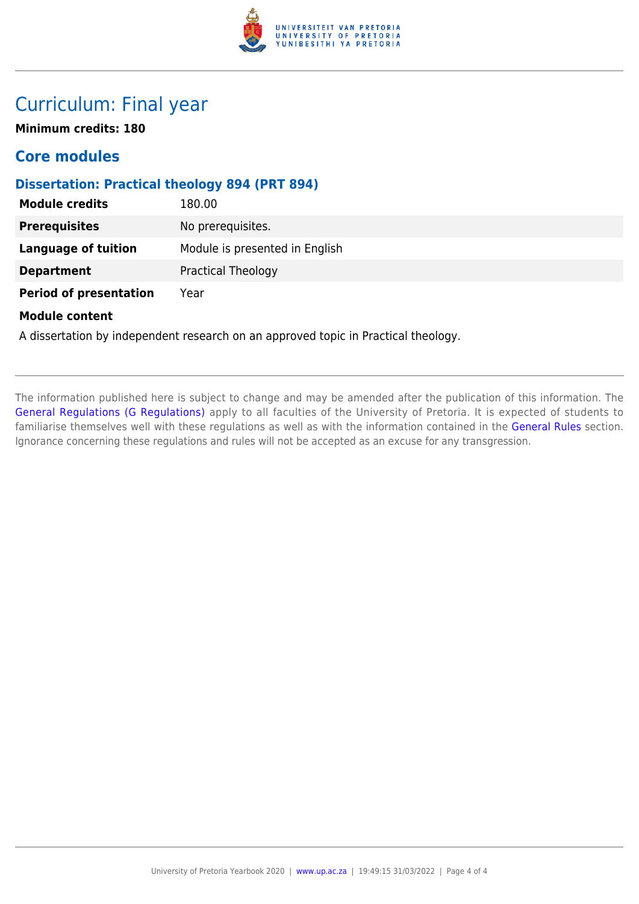# Curriculum: Final year

**Minimum credits: 180**

## Core modules

### Dissertation: Practical theology 894 (PRT 894)

| | |
|---|---|
| **Module credits** | 180.00 |
| **Prerequisites** | No prerequisites. |
| **Language of tuition** | Module is presented in English |
| **Department** | Practical Theology |
| **Period of presentation** | Year |

**Module content**

A dissertation by independent research on an approved topic in Practical theology.

The information published here is subject to change and may be amended after the publication of this information. The General Regulations (G Regulations) apply to all faculties of the University of Pretoria. It is expected of students to familiarise themselves well with these regulations as well as with the information contained in the General Rules section. Ignorance concerning these regulations and rules will not be accepted as an excuse for any transgression.